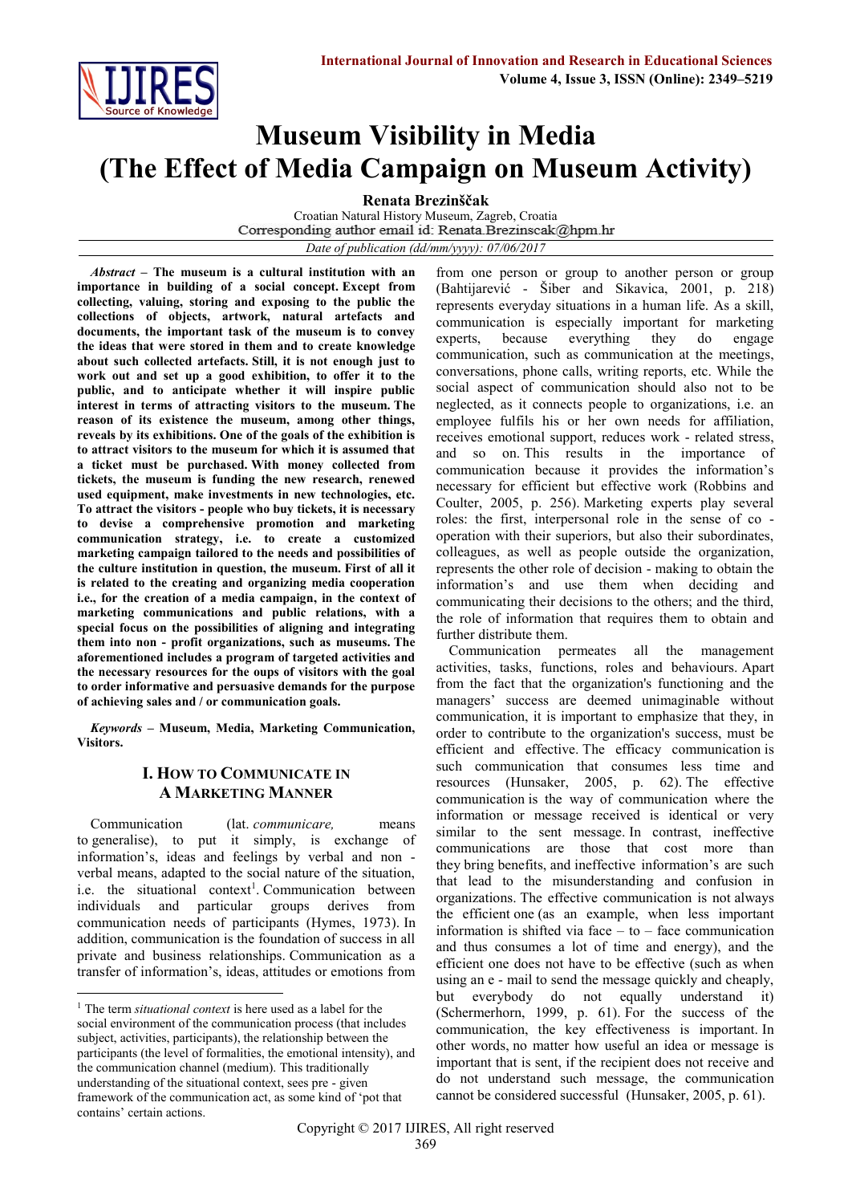# Museum Visibility in Media (The Effect of Media Campaign on Museum Activity)

**Renata Brezinšćak**

Croatian Natural History Museum, Zagreb, Croatia
Corresponding author email id: Renata.Brezinscak@hpm.hr

*Date of publication (dd/mm/yyyy): 07/06/2017*

***Abstract*** **– The museum is a cultural institution with an importance in building of a social concept. Except from collecting, valuing, storing and exposing to the public the collections of objects, artwork, natural artefacts and documents, the important task of the museum is to convey the ideas that were stored in them and to create knowledge about such collected artefacts. Still, it is not enough just to work out and set up a good exhibition, to offer it to the public, and to anticipate whether it will inspire public interest in terms of attracting visitors to the museum. The reason of its existence the museum, among other things, reveals by its exhibitions. One of the goals of the exhibition is to attract visitors to the museum for which it is assumed that a ticket must be purchased. With money collected from tickets, the museum is funding the new research, renewed used equipment, make investments in new technologies, etc. To attract the visitors - people who buy tickets, it is necessary to devise a comprehensive promotion and marketing communication strategy, i.e. to create a customized marketing campaign tailored to the needs and possibilities of the culture institution in question, the museum. First of all it is related to the creating and organizing media cooperation i.e., for the creation of a media campaign, in the context of marketing communications and public relations, with a special focus on the possibilities of aligning and integrating them into non - profit organizations, such as museums. The aforementioned includes a program of targeted activities and the necessary resources for the oups of visitors with the goal to order informative and persuasive demands for the purpose of achieving sales and / or communication goals.**

***Keywords*** **– Museum, Media, Marketing Communication, Visitors.**

## I. How to Communicate in a Marketing Manner

Communication (lat. *communicare,* means to generalise), to put it simply, is exchange of information's, ideas and feelings by verbal and non - verbal means, adapted to the social nature of the situation, i.e. the situational context[1]. Communication between individuals and particular groups derives from communication needs of participants (Hymes, 1973). In addition, communication is the foundation of success in all private and business relationships. Communication as a transfer of information's, ideas, attitudes or emotions from one person or group to another person or group (Bahtijarević - Šiber and Sikavica, 2001, p. 218) represents everyday situations in a human life. As a skill, communication is especially important for marketing experts, because everything they do engage communication, such as communication at the meetings, conversations, phone calls, writing reports, etc. While the social aspect of communication should also not to be neglected, as it connects people to organizations, i.e. an employee fulfils his or her own needs for affiliation, receives emotional support, reduces work - related stress, and so on. This results in the importance of communication because it provides the information's necessary for efficient but effective work (Robbins and Coulter, 2005, p. 256). Marketing experts play several roles: the first, interpersonal role in the sense of co - operation with their superiors, but also their subordinates, colleagues, as well as people outside the organization, represents the other role of decision - making to obtain the information's and use them when deciding and communicating their decisions to the others; and the third, the role of information that requires them to obtain and further distribute them.

Communication permeates all the management activities, tasks, functions, roles and behaviours. Apart from the fact that the organization's functioning and the managers' success are deemed unimaginable without communication, it is important to emphasize that they, in order to contribute to the organization's success, must be efficient and effective. The efficacy communication is such communication that consumes less time and resources (Hunsaker, 2005, p. 62). The effective communication is the way of communication where the information or message received is identical or very similar to the sent message. In contrast, ineffective communications are those that cost more than they bring benefits, and ineffective information's are such that lead to the misunderstanding and confusion in organizations. The effective communication is not always the efficient one (as an example, when less important information is shifted via face – to – face communication and thus consumes a lot of time and energy), and the efficient one does not have to be effective (such as when using an e - mail to send the message quickly and cheaply, but everybody do not equally understand it) (Schermerhorn, 1999, p. 61). For the success of the communication, the key effectiveness is important. In other words, no matter how useful an idea or message is important that is sent, if the recipient does not receive and do not understand such message, the communication cannot be considered successful (Hunsaker, 2005, p. 61).

---

[1] The term *situational context* is here used as a label for the social environment of the communication process (that includes subject, activities, participants), the relationship between the participants (the level of formalities, the emotional intensity), and the communication channel (medium). This traditionally understanding of the situational context, sees pre - given framework of the communication act, as some kind of 'pot that contains' certain actions.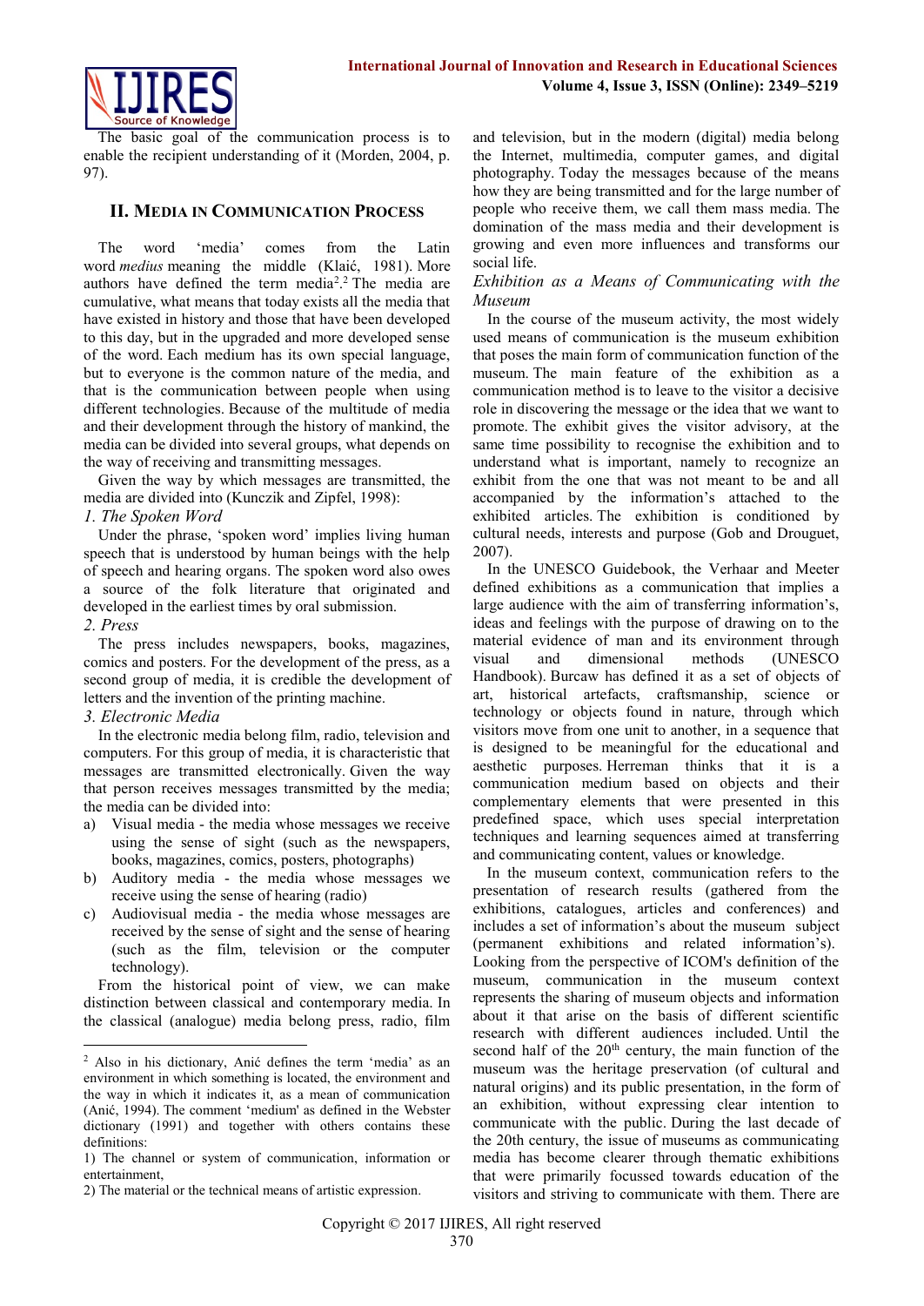The basic goal of the communication process is to enable the recipient understanding of it (Morden, 2004, p. 97).

## II. Media in Communication Process

The word 'media' comes from the Latin word *medius* meaning the middle (Klaić, 1981). More authors have defined the term media[2].[2] The media are cumulative, what means that today exists all the media that have existed in history and those that have been developed to this day, but in the upgraded and more developed sense of the word. Each medium has its own special language, but to everyone is the common nature of the media, and that is the communication between people when using different technologies. Because of the multitude of media and their development through the history of mankind, the media can be divided into several groups, what depends on the way of receiving and transmitting messages.

Given the way by which messages are transmitted, the media are divided into (Kunczik and Zipfel, 1998):

*1. The Spoken Word*

Under the phrase, 'spoken word' implies living human speech that is understood by human beings with the help of speech and hearing organs. The spoken word also owes a source of the folk literature that originated and developed in the earliest times by oral submission.

*2. Press*

The press includes newspapers, books, magazines, comics and posters. For the development of the press, as a second group of media, it is credible the development of letters and the invention of the printing machine.

*3. Electronic Media*

In the electronic media belong film, radio, television and computers. For this group of media, it is characteristic that messages are transmitted electronically. Given the way that person receives messages transmitted by the media; the media can be divided into:

a) Visual media - the media whose messages we receive using the sense of sight (such as the newspapers, books, magazines, comics, posters, photographs)
b) Auditory media - the media whose messages we receive using the sense of hearing (radio)
c) Audiovisual media - the media whose messages are received by the sense of sight and the sense of hearing (such as the film, television or the computer technology).

From the historical point of view, we can make distinction between classical and contemporary media. In the classical (analogue) media belong press, radio, film and television, but in the modern (digital) media belong the Internet, multimedia, computer games, and digital photography. Today the messages because of the means how they are being transmitted and for the large number of people who receive them, we call them mass media. The domination of the mass media and their development is growing and even more influences and transforms our social life.

*Exhibition as a Means of Communicating with the Museum*

In the course of the museum activity, the most widely used means of communication is the museum exhibition that poses the main form of communication function of the museum. The main feature of the exhibition as a communication method is to leave to the visitor a decisive role in discovering the message or the idea that we want to promote. The exhibit gives the visitor advisory, at the same time possibility to recognise the exhibition and to understand what is important, namely to recognize an exhibit from the one that was not meant to be and all accompanied by the information's attached to the exhibited articles. The exhibition is conditioned by cultural needs, interests and purpose (Gob and Drouguet, 2007).

In the UNESCO Guidebook, the Verhaar and Meeter defined exhibitions as a communication that implies a large audience with the aim of transferring information's, ideas and feelings with the purpose of drawing on to the material evidence of man and its environment through visual and dimensional methods (UNESCO Handbook). Burcaw has defined it as a set of objects of art, historical artefacts, craftsmanship, science or technology or objects found in nature, through which visitors move from one unit to another, in a sequence that is designed to be meaningful for the educational and aesthetic purposes. Herreman thinks that it is a communication medium based on objects and their complementary elements that were presented in this predefined space, which uses special interpretation techniques and learning sequences aimed at transferring and communicating content, values or knowledge.

In the museum context, communication refers to the presentation of research results (gathered from the exhibitions, catalogues, articles and conferences) and includes a set of information's about the museum subject (permanent exhibitions and related information's). Looking from the perspective of ICOM's definition of the museum, communication in the museum context represents the sharing of museum objects and information about it that arise on the basis of different scientific research with different audiences included. Until the second half of the 20th century, the main function of the museum was the heritage preservation (of cultural and natural origins) and its public presentation, in the form of an exhibition, without expressing clear intention to communicate with the public. During the last decade of the 20th century, the issue of museums as communicating media has become clearer through thematic exhibitions that were primarily focussed towards education of the visitors and striving to communicate with them. There are

---

[2] Also in his dictionary, Anić defines the term 'media' as an environment in which something is located, the environment and the way in which it indicates it, as a mean of communication (Anić, 1994). The comment 'medium' as defined in the Webster dictionary (1991) and together with others contains these definitions:

1) The channel or system of communication, information or entertainment,

2) The material or the technical means of artistic expression.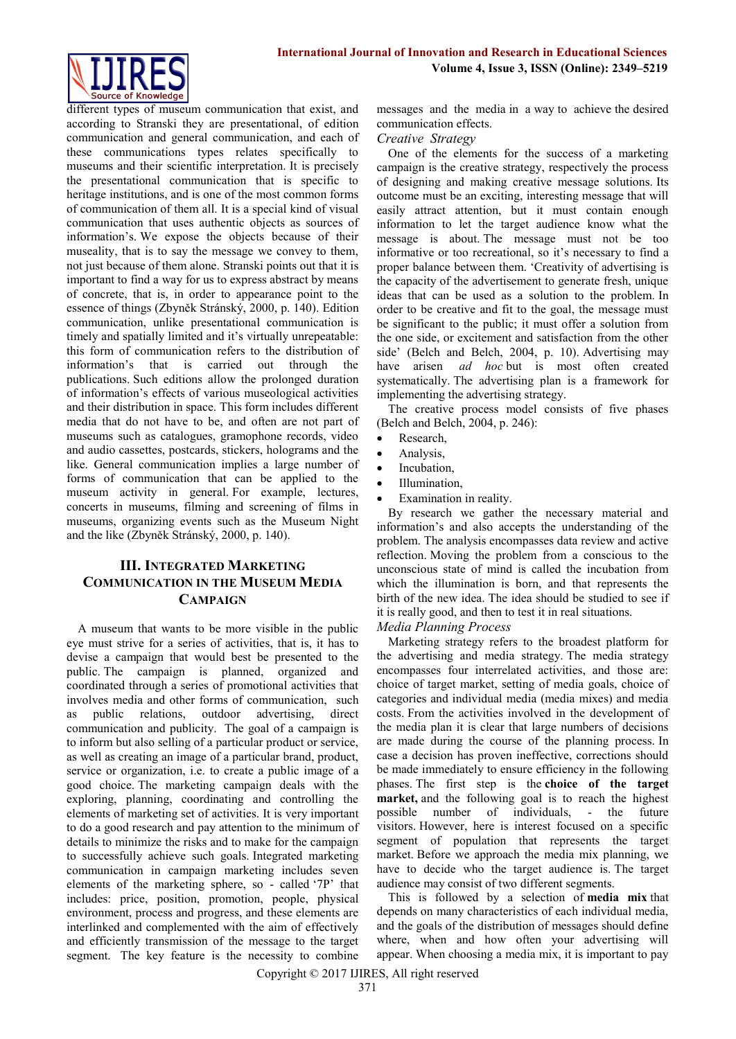different types of museum communication that exist, and according to Stranski they are presentational, of edition communication and general communication, and each of these communications types relates specifically to museums and their scientific interpretation. It is precisely the presentational communication that is specific to heritage institutions, and is one of the most common forms of communication of them all. It is a special kind of visual communication that uses authentic objects as sources of information's. We expose the objects because of their musealiity, that is to say the message we convey to them, not just because of them alone. Stranski points out that it is important to find a way for us to express abstract by means of concrete, that is, in order to appearance point to the essence of things (Zbyněk Stránský, 2000, p. 140). Edition communication, unlike presentational communication is timely and spatially limited and it's virtually unrepeatable: this form of communication refers to the distribution of information's that is carried out through the publications. Such editions allow the prolonged duration of information's effects of various museological activities and their distribution in space. This form includes different media that do not have to be, and often are not part of museums such as catalogues, gramophone records, video and audio cassettes, postcards, stickers, holograms and the like. General communication implies a large number of forms of communication that can be applied to the museum activity in general. For example, lectures, concerts in museums, filming and screening of films in museums, organizing events such as the Museum Night and the like (Zbyněk Stránský, 2000, p. 140).

## III. Integrated Marketing Communication in the Museum Media Campaign

A museum that wants to be more visible in the public eye must strive for a series of activities, that is, it has to devise a campaign that would best be presented to the public. The campaign is planned, organized and coordinated through a series of promotional activities that involves media and other forms of communication, such as public relations, outdoor advertising, direct communication and publicity. The goal of a campaign is to inform but also selling of a particular product or service, as well as creating an image of a particular brand, product, service or organization, i.e. to create a public image of a good choice. The marketing campaign deals with the exploring, planning, coordinating and controlling the elements of marketing set of activities. It is very important to do a good research and pay attention to the minimum of details to minimize the risks and to make for the campaign to successfully achieve such goals. Integrated marketing communication in campaign marketing includes seven elements of the marketing sphere, so - called '7P' that includes: price, position, promotion, people, physical environment, process and progress, and these elements are interlinked and complemented with the aim of effectively and efficiently transmission of the message to the target segment. The key feature is the necessity to combine messages and the media in a way to achieve the desired communication effects.

*Creative Strategy*

One of the elements for the success of a marketing campaign is the creative strategy, respectively the process of designing and making creative message solutions. Its outcome must be an exciting, interesting message that will easily attract attention, but it must contain enough information to let the target audience know what the message is about. The message must not be too informative or too recreational, so it's necessary to find a proper balance between them. 'Creativity of advertising is the capacity of the advertisement to generate fresh, unique ideas that can be used as a solution to the problem. In order to be creative and fit to the goal, the message must be significant to the public; it must offer a solution from the one side, or excitement and satisfaction from the other side' (Belch and Belch, 2004, p. 10). Advertising may have arisen *ad hoc* but is most often created systematically. The advertising plan is a framework for implementing the advertising strategy.

The creative process model consists of five phases (Belch and Belch, 2004, p. 246):

- Research,
- Analysis,
- Incubation,
- Illumination,
- Examination in reality.

By research we gather the necessary material and information's and also accepts the understanding of the problem. The analysis encompasses data review and active reflection. Moving the problem from a conscious to the unconscious state of mind is called the incubation from which the illumination is born, and that represents the birth of the new idea. The idea should be studied to see if it is really good, and then to test it in real situations.

*Media Planning Process*

Marketing strategy refers to the broadest platform for the advertising and media strategy. The media strategy encompasses four interrelated activities, and those are: choice of target market, setting of media goals, choice of categories and individual media (media mixes) and media costs. From the activities involved in the development of the media plan it is clear that large numbers of decisions are made during the course of the planning process. In case a decision has proven ineffective, corrections should be made immediately to ensure efficiency in the following phases. The first step is the **choice of the target market,** and the following goal is to reach the highest possible number of individuals, - the future visitors. However, here is interest focused on a specific segment of population that represents the target market. Before we approach the media mix planning, we have to decide who the target audience is. The target audience may consist of two different segments.

This is followed by a selection of **media mix** that depends on many characteristics of each individual media, and the goals of the distribution of messages should define where, when and how often your advertising will appear. When choosing a media mix, it is important to pay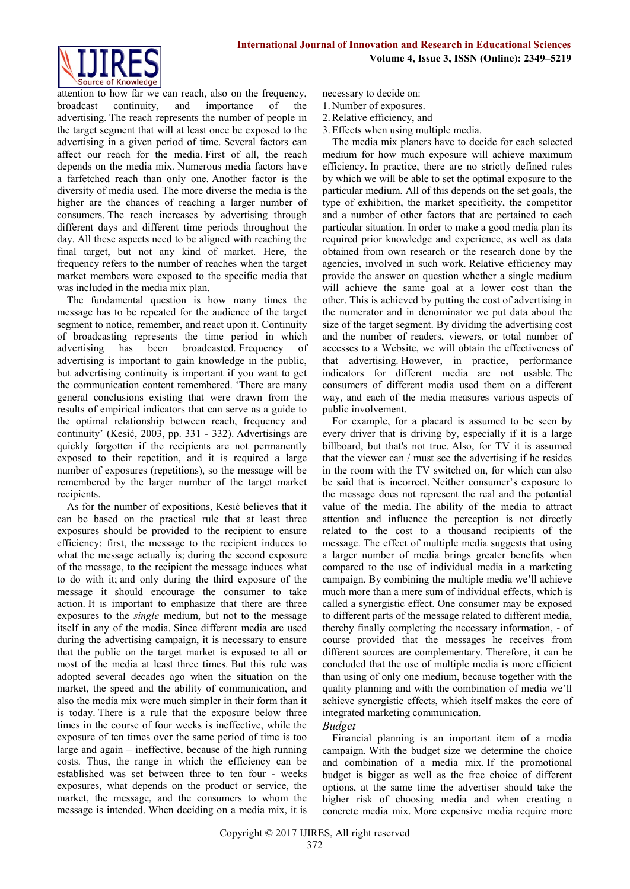attention to how far we can reach, also on the frequency, broadcast continuity, and importance of the advertising. The reach represents the number of people in the target segment that will at least once be exposed to the advertising in a given period of time. Several factors can affect our reach for the media. First of all, the reach depends on the media mix. Numerous media factors have a farfetched reach than only one. Another factor is the diversity of media used. The more diverse the media is the higher are the chances of reaching a larger number of consumers. The reach increases by advertising through different days and different time periods throughout the day. All these aspects need to be aligned with reaching the final target, but not any kind of market. Here, the frequency refers to the number of reaches when the target market members were exposed to the specific media that was included in the media mix plan.

The fundamental question is how many times the message has to be repeated for the audience of the target segment to notice, remember, and react upon it. Continuity of broadcasting represents the time period in which advertising has been broadcasted. Frequency of advertising is important to gain knowledge in the public, but advertising continuity is important if you want to get the communication content remembered. 'There are many general conclusions existing that were drawn from the results of empirical indicators that can serve as a guide to the optimal relationship between reach, frequency and continuity' (Kesić, 2003, pp. 331 - 332). Advertisings are quickly forgotten if the recipients are not permanently exposed to their repetition, and it is required a large number of exposures (repetitions), so the message will be remembered by the larger number of the target market recipients.

As for the number of expositions, Kesić believes that it can be based on the practical rule that at least three exposures should be provided to the recipient to ensure efficiency: first, the message to the recipient induces to what the message actually is; during the second exposure of the message, to the recipient the message induces what to do with it; and only during the third exposure of the message it should encourage the consumer to take action. It is important to emphasize that there are three exposures to the *single* medium, but not to the message itself in any of the media. Since different media are used during the advertising campaign, it is necessary to ensure that the public on the target market is exposed to all or most of the media at least three times. But this rule was adopted several decades ago when the situation on the market, the speed and the ability of communication, and also the media mix were much simpler in their form than it is today. There is a rule that the exposure below three times in the course of four weeks is ineffective, while the exposure of ten times over the same period of time is too large and again – ineffective, because of the high running costs. Thus, the range in which the efficiency can be established was set between three to ten four - weeks exposures, what depends on the product or service, the market, the message, and the consumers to whom the message is intended. When deciding on a media mix, it is necessary to decide on:

1. Number of exposures.
2. Relative efficiency, and
3. Effects when using multiple media.

The media mix planers have to decide for each selected medium for how much exposure will achieve maximum efficiency. In practice, there are no strictly defined rules by which we will be able to set the optimal exposure to the particular medium. All of this depends on the set goals, the type of exhibition, the market specificity, the competitor and a number of other factors that are pertained to each particular situation. In order to make a good media plan its required prior knowledge and experience, as well as data obtained from own research or the research done by the agencies, involved in such work. Relative efficiency may provide the answer on question whether a single medium will achieve the same goal at a lower cost than the other. This is achieved by putting the cost of advertising in the numerator and in denominator we put data about the size of the target segment. By dividing the advertising cost and the number of readers, viewers, or total number of accesses to a Website, we will obtain the effectiveness of that advertising. However, in practice, performance indicators for different media are not usable. The consumers of different media used them on a different way, and each of the media measures various aspects of public involvement.

For example, for a placard is assumed to be seen by every driver that is driving by, especially if it is a large billboard, but that's not true. Also, for TV it is assumed that the viewer can / must see the advertising if he resides in the room with the TV switched on, for which can also be said that is incorrect. Neither consumer's exposure to the message does not represent the real and the potential value of the media. The ability of the media to attract attention and influence the perception is not directly related to the cost to a thousand recipients of the message. The effect of multiple media suggests that using a larger number of media brings greater benefits when compared to the use of individual media in a marketing campaign. By combining the multiple media we'll achieve much more than a mere sum of individual effects, which is called a synergistic effect. One consumer may be exposed to different parts of the message related to different media, thereby finally completing the necessary information, - of course provided that the messages he receives from different sources are complementary. Therefore, it can be concluded that the use of multiple media is more efficient than using of only one medium, because together with the quality planning and with the combination of media we'll achieve synergistic effects, which itself makes the core of integrated marketing communication.

*Budget*

Financial planning is an important item of a media campaign. With the budget size we determine the choice and combination of a media mix. If the promotional budget is bigger as well as the free choice of different options, at the same time the advertiser should take the higher risk of choosing media and when creating a concrete media mix. More expensive media require more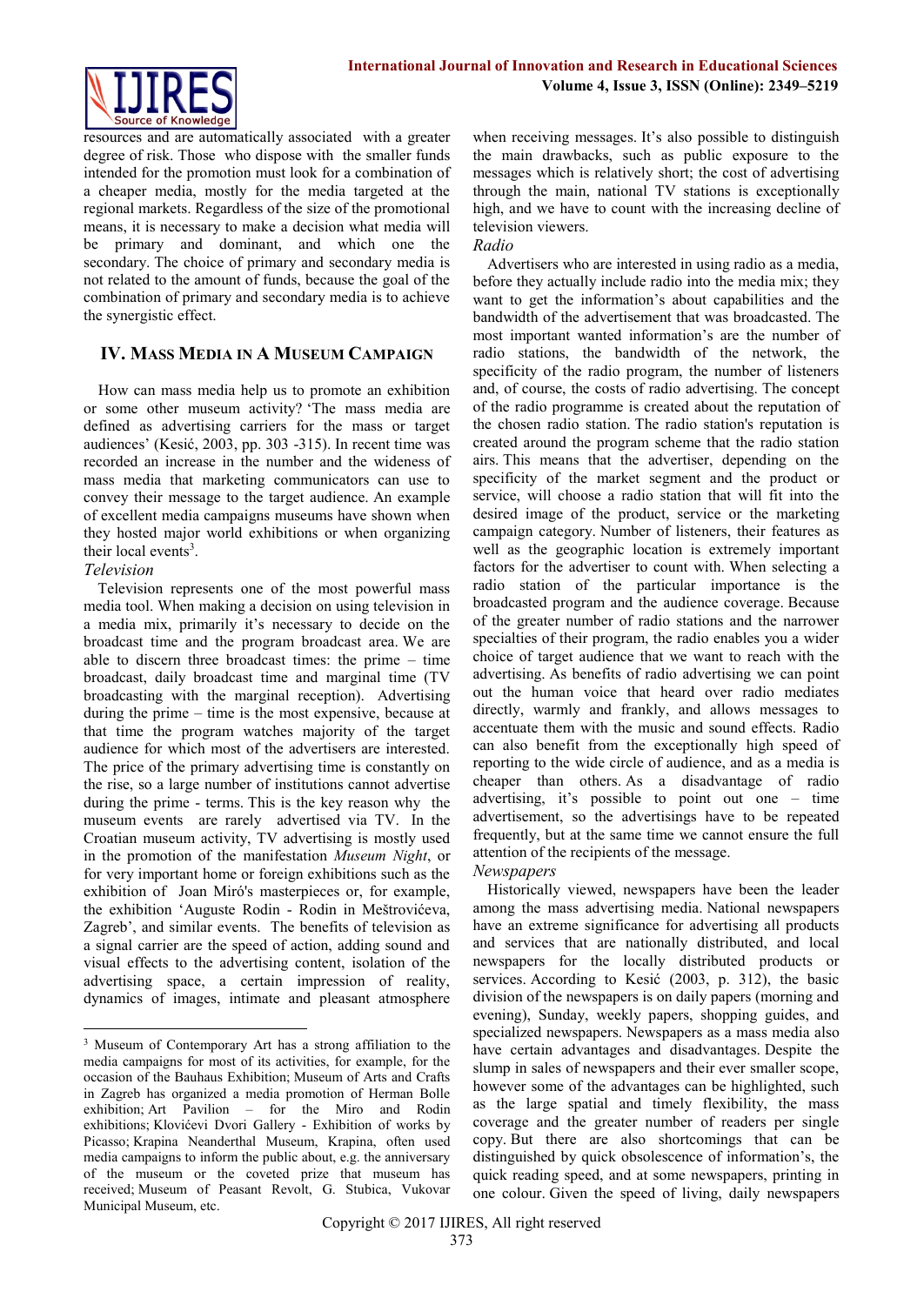resources and are automatically associated with a greater degree of risk. Those who dispose with the smaller funds intended for the promotion must look for a combination of a cheaper media, mostly for the media targeted at the regional markets. Regardless of the size of the promotional means, it is necessary to make a decision what media will be primary and dominant, and which one the secondary. The choice of primary and secondary media is not related to the amount of funds, because the goal of the combination of primary and secondary media is to achieve the synergistic effect.

## IV. Mass Media in a Museum Campaign

How can mass media help us to promote an exhibition or some other museum activity? 'The mass media are defined as advertising carriers for the mass or target audiences' (Kesić, 2003, pp. 303 -315). In recent time was recorded an increase in the number and the wideness of mass media that marketing communicators can use to convey their message to the target audience. An example of excellent media campaigns museums have shown when they hosted major world exhibitions or when organizing their local events[3].

*Television*

Television represents one of the most powerful mass media tool. When making a decision on using television in a media mix, primarily it's necessary to decide on the broadcast time and the program broadcast area. We are able to discern three broadcast times: the prime – time broadcast, daily broadcast time and marginal time (TV broadcasting with the marginal reception). Advertising during the prime – time is the most expensive, because at that time the program watches majority of the target audience for which most of the advertisers are interested. The price of the primary advertising time is constantly on the rise, so a large number of institutions cannot advertise during the prime - terms. This is the key reason why the museum events are rarely advertised via TV. In the Croatian museum activity, TV advertising is mostly used in the promotion of the manifestation *Museum Night*, or for very important home or foreign exhibitions such as the exhibition of Joan Miró's masterpieces or, for example, the exhibition 'Auguste Rodin - Rodin in Meštrovićeva, Zagreb', and similar events. The benefits of television as a signal carrier are the speed of action, adding sound and visual effects to the advertising content, isolation of the advertising space, a certain impression of reality, dynamics of images, intimate and pleasant atmosphere when receiving messages. It's also possible to distinguish the main drawbacks, such as public exposure to the messages which is relatively short; the cost of advertising through the main, national TV stations is exceptionally high, and we have to count with the increasing decline of television viewers.

*Radio*

Advertisers who are interested in using radio as a media, before they actually include radio into the media mix; they want to get the information's about capabilities and the bandwidth of the advertisement that was broadcasted. The most important wanted information's are the number of radio stations, the bandwidth of the network, the specificity of the radio program, the number of listeners and, of course, the costs of radio advertising. The concept of the radio programme is created about the reputation of the chosen radio station. The radio station's reputation is created around the program scheme that the radio station airs. This means that the advertiser, depending on the specificity of the market segment and the product or service, will choose a radio station that will fit into the desired image of the product, service or the marketing campaign category. Number of listeners, their features as well as the geographic location is extremely important factors for the advertiser to count with. When selecting a radio station of the particular importance is the broadcasted program and the audience coverage. Because of the greater number of radio stations and the narrower specialties of their program, the radio enables you a wider choice of target audience that we want to reach with the advertising. As benefits of radio advertising we can point out the human voice that heard over radio mediates directly, warmly and frankly, and allows messages to accentuate them with the music and sound effects. Radio can also benefit from the exceptionally high speed of reporting to the wide circle of audience, and as a media is cheaper than others. As a disadvantage of radio advertising, it's possible to point out one – time advertisement, so the advertisings have to be repeated frequently, but at the same time we cannot ensure the full attention of the recipients of the message.

*Newspapers*

Historically viewed, newspapers have been the leader among the mass advertising media. National newspapers have an extreme significance for advertising all products and services that are nationally distributed, and local newspapers for the locally distributed products or services. According to Kesić (2003, p. 312), the basic division of the newspapers is on daily papers (morning and evening), Sunday, weekly papers, shopping guides, and specialized newspapers. Newspapers as a mass media also have certain advantages and disadvantages. Despite the slump in sales of newspapers and their ever smaller scope, however some of the advantages can be highlighted, such as the large spatial and timely flexibility, the mass coverage and the greater number of readers per single copy. But there are also shortcomings that can be distinguished by quick obsolescence of information's, the quick reading speed, and at some newspapers, printing in one colour. Given the speed of living, daily newspapers

---

[3] Museum of Contemporary Art has a strong affiliation to the media campaigns for most of its activities, for example, for the occasion of the Bauhaus Exhibition; Museum of Arts and Crafts in Zagreb has organized a media promotion of Herman Bolle exhibition; Art Pavilion – for the Miro and Rodin exhibitions; Klovićevi Dvori Gallery - Exhibition of works by Picasso; Krapina Neanderthal Museum, Krapina, often used media campaigns to inform the public about, e.g. the anniversary of the museum or the coveted prize that museum has received; Museum of Peasant Revolt, G. Stubica, Vukovar Municipal Museum, etc.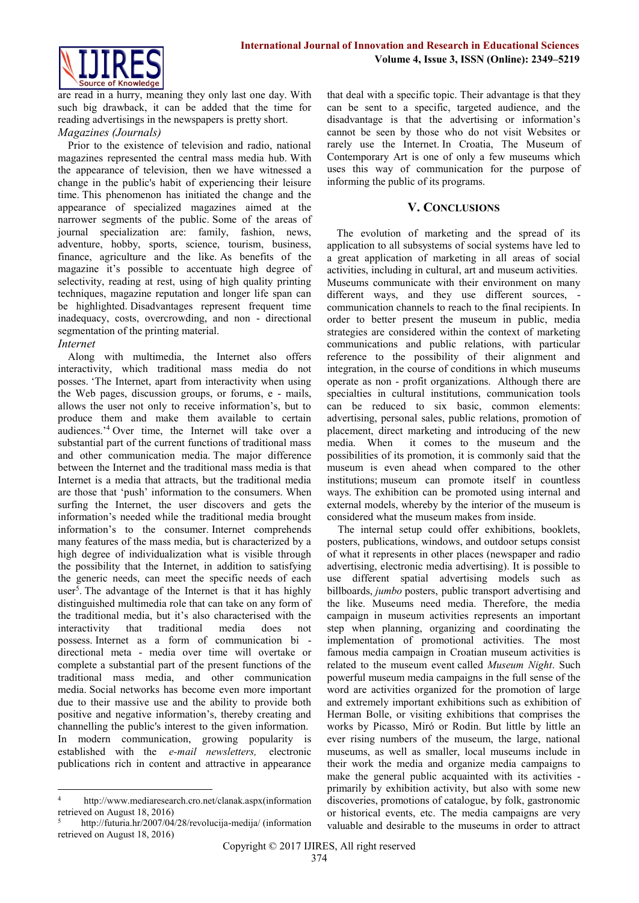are read in a hurry, meaning they only last one day. With such big drawback, it can be added that the time for reading advertisings in the newspapers is pretty short.

*Magazines (Journals)*

Prior to the existence of television and radio, national magazines represented the central mass media hub. With the appearance of television, then we have witnessed a change in the public's habit of experiencing their leisure time. This phenomenon has initiated the change and the appearance of specialized magazines aimed at the narrower segments of the public. Some of the areas of journal specialization are: family, fashion, news, adventure, hobby, sports, science, tourism, business, finance, agriculture and the like. As benefits of the magazine it's possible to accentuate high degree of selectivity, reading at rest, using of high quality printing techniques, magazine reputation and longer life span can be highlighted. Disadvantages represent frequent time inadequacy, costs, overcrowding, and non - directional segmentation of the printing material.

*Internet*

Along with multimedia, the Internet also offers interactivity, which traditional mass media do not posses. 'The Internet, apart from interactivity when using the Web pages, discussion groups, or forums, e - mails, allows the user not only to receive information's, but to produce them and make them available to certain audiences.'[4] Over time, the Internet will take over a substantial part of the current functions of traditional mass and other communication media. The major difference between the Internet and the traditional mass media is that Internet is a media that attracts, but the traditional media are those that 'push' information to the consumers. When surfing the Internet, the user discovers and gets the information's needed while the traditional media brought information's to the consumer. Internet comprehends many features of the mass media, but is characterized by a high degree of individualization what is visible through the possibility that the Internet, in addition to satisfying the generic needs, can meet the specific needs of each user[5]. The advantage of the Internet is that it has highly distinguished multimedia role that can take on any form of the traditional media, but it's also characterised with the interactivity that traditional media does not possess. Internet as a form of communication bi - directional meta - media over time will overtake or complete a substantial part of the present functions of the traditional mass media, and other communication media. Social networks has become even more important due to their massive use and the ability to provide both positive and negative information's, thereby creating and channelling the public's interest to the given information. In modern communication, growing popularity is established with the *e-mail newsletters,* electronic publications rich in content and attractive in appearance that deal with a specific topic. Their advantage is that they can be sent to a specific, targeted audience, and the disadvantage is that the advertising or information's cannot be seen by those who do not visit Websites or rarely use the Internet. In Croatia, The Museum of Contemporary Art is one of only a few museums which uses this way of communication for the purpose of informing the public of its programs.

## V. Conclusions

The evolution of marketing and the spread of its application to all subsystems of social systems have led to a great application of marketing in all areas of social activities, including in cultural, art and museum activities. Museums communicate with their environment on many different ways, and they use different sources, - communication channels to reach to the final recipients. In order to better present the museum in public, media strategies are considered within the context of marketing communications and public relations, with particular reference to the possibility of their alignment and integration, in the course of conditions in which museums operate as non - profit organizations. Although there are specialties in cultural institutions, communication tools can be reduced to six basic, common elements: advertising, personal sales, public relations, promotion of placement, direct marketing and introducing of the new media. When it comes to the museum and the possibilities of its promotion, it is commonly said that the museum is even ahead when compared to the other institutions; museum can promote itself in countless ways. The exhibition can be promoted using internal and external models, whereby by the interior of the museum is considered what the museum makes from inside.

The internal setup could offer exhibitions, booklets, posters, publications, windows, and outdoor setups consist of what it represents in other places (newspaper and radio advertising, electronic media advertising). It is possible to use different spatial advertising models such as billboards, *jumbo* posters, public transport advertising and the like. Museums need media. Therefore, the media campaign in museum activities represents an important step when planning, organizing and coordinating the implementation of promotional activities. The most famous media campaign in Croatian museum activities is related to the museum event called *Museum Night*. Such powerful museum media campaigns in the full sense of the word are activities organized for the promotion of large and extremely important exhibitions such as exhibition of Herman Bolle, or visiting exhibitions that comprises the works by Picasso, Miró or Rodin. But little by little an ever rising numbers of the museum, the large, national museums, as well as smaller, local museums include in their work the media and organize media campaigns to make the general public acquainted with its activities - primarily by exhibition activity, but also with some new discoveries, promotions of catalogue, by folk, gastronomic or historical events, etc. The media campaigns are very valuable and desirable to the museums in order to attract

---

[4] http://www.mediaresearch.cro.net/clanak.aspx(information retrieved on August 18, 2016)

[5] http://futuria.hr/2007/04/28/revolucija-medija/ (information retrieved on August 18, 2016)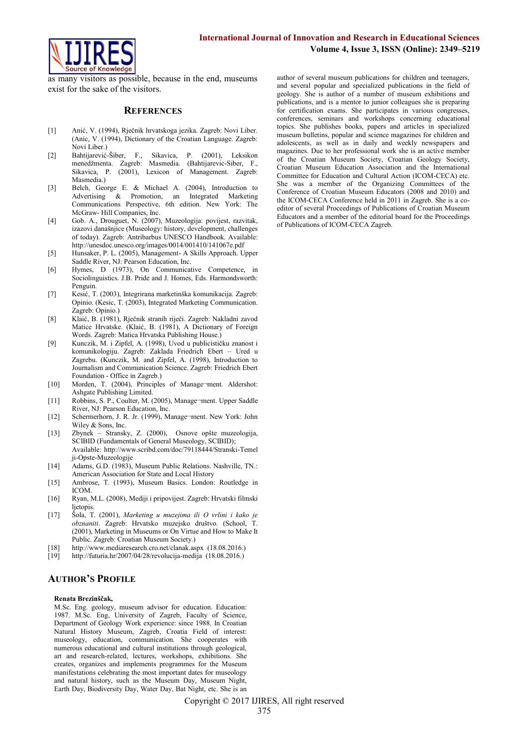as many visitors as possible, because in the end, museums exist for the sake of the visitors.

## References

[1] Anić, V. (1994), Rječnik hrvatskoga jezika. Zagreb: Novi Liber. (Anic, V. (1994), Dictionary of the Croatian Language. Zagreb: Novi Liber.)

[2] Bahtijarević-Šiber, F., Sikavica, P. (2001), Leksikon menedžmenta. Zagreb: Masmedia. (Bahtijarevic-Siber, F., Sikavica, P. (2001), Lexicon of Management. Zagreb: Masmedia.)

[3] Belch, George E. & Michael A. (2004), Introduction to Advertising & Promotion, an Integrated Marketing Communications Perspective, 6th edition. New York: The McGraw- Hill Companies, Inc.

[4] Gob. A., Drouguet, N. (2007), Muzeologija: povijest, razvitak, izazovi današnjice (Museology: history, development, challenges of today). Zagreb: Antribarbus UNESCO Handbook. Available: http://unesdoc.unesco.org/images/0014/001410/141067e.pdf

[5] Hunsaker, P. L. (2005), Management- A Skills Approach. Upper Saddle River, NJ: Pearson Education, Inc.

[6] Hymes, D (1973), On Communicative Competence, in Sociolinguistics. J.B. Pride and J. Homes, Eds. Harmondsworth: Penguin.

[7] Kesić, T. (2003), Integrirana marketinška komunikacija. Zagreb: Opinio. (Kesic, T. (2003), Integrated Marketing Communication. Zagreb: Opinio.)

[8] Klaić, B. (1981), Rječnik stranih riječi. Zagreb: Nakladni zavod Matice Hrvatske. (Klaić, B. (1981), A Dictionary of Foreign Words. Zagreb: Matica Hrvatska Publishing House.)

[9] Kunczik, M. i Zipfel, A. (1998), Uvod u publicističku znanost i komunikologiju. Zagreb: Zaklada Friedrich Ebert – Ured u Zagrebu. (Kunczik, M. and Zipfel, A. (1998), Introduction to Journalism and Communication Science. Zagreb: Friedrich Ebert Foundation - Office in Zagreb.)

[10] Morden, T. (2004), Principles of Manage¬ment. Aldershot: Ashgate Publishing Limited.

[11] Robbins, S. P., Coulter, M. (2005), Manage¬ment. Upper Saddle River, NJ: Pearson Education, Inc.

[12] Schermerhorn, J. R. Jr. (1999), Manage¬ment. New York: John Wiley & Sons, Inc.

[13] Zbynek – Stransky, Z. (2000), Osnove opšte muzeologija, SCIBID (Fundamentals of General Museology, SCIBID); Available: http://www.scribd.com/doc/79118444/Stranski-Temelji-Opste-Muzeologije

[14] Adams, G.D. (1983), Museum Public Relations. Nashville, TN.: American Association for State and Local History

[15] Ambrose, T. (1993), Museum Basics. London: Routledge in ICOM.

[16] Ryan, M.L. (2008), Mediji i pripovijest. Zagreb: Hrvatski filmski ljetopis.

[17] Šola, T. (2001), *Marketing u muzejima ili O vrlini i kako je obznaniti*. Zagreb: Hrvatsko muzejsko društvo. (School, T. (2001), Marketing in Museums or On Virtue and How to Make It Public. Zagreb: Croatian Museum Society.)

[18] http://www.mediaresearch.cro.net/clanak.aspx (18.08.2016.)

[19] http://futuria.hr/2007/04/28/revolucija-medija (18.08.2016.)

## Author's Profile

**Renata Brezinščak,**

M.Sc. Eng. geology, museum advisor for education. Education: 1987. M.Sc. Eng, University of Zagreb, Faculty of Science, Department of Geology Work experience: since 1988. In Croatian Natural History Museum, Zagreb, Croatia Field of interest: museology, education, communication. She cooperates with numerous educational and cultural institutions through geological, art and research-related, lectures, workshops, exhibitions. She creates, organizes and implements programmes for the Museum manifestations celebrating the most important dates for museology and natural history, such as the Museum Day, Museum Night, Earth Day, Biodiversity Day, Water Day, Bat Night, etc. She is an author of several museum publications for children and teenagers, and several popular and specialized publications in the field of geology. She is author of a number of museum exhibitions and publications, and is a mentor to junior colleagues she is preparing for certification exams. She participates in various congresses, conferences, seminars and workshops concerning educational topics. She publishes books, papers and articles in specialized museum bulletins, popular and science magazines for children and adolescents, as well as in daily and weekly newspapers and magazines. Due to her professional work she is an active member of the Croatian Museum Society, Croatian Geology Society, Croatian Museum Education Association and the International Committee for Education and Cultural Action (ICOM-CECA) etc. She was a member of the Organizing Committees of the Conference of Croatian Museum Educators (2008 and 2010) and the ICOM-CECA Conference held in 2011 in Zagreb. She is a co-editor of several Proceedings of Publications of Croatian Museum Educators and a member of the editorial board for the Proceedings of Publications of ICOM-CECA Zagreb.